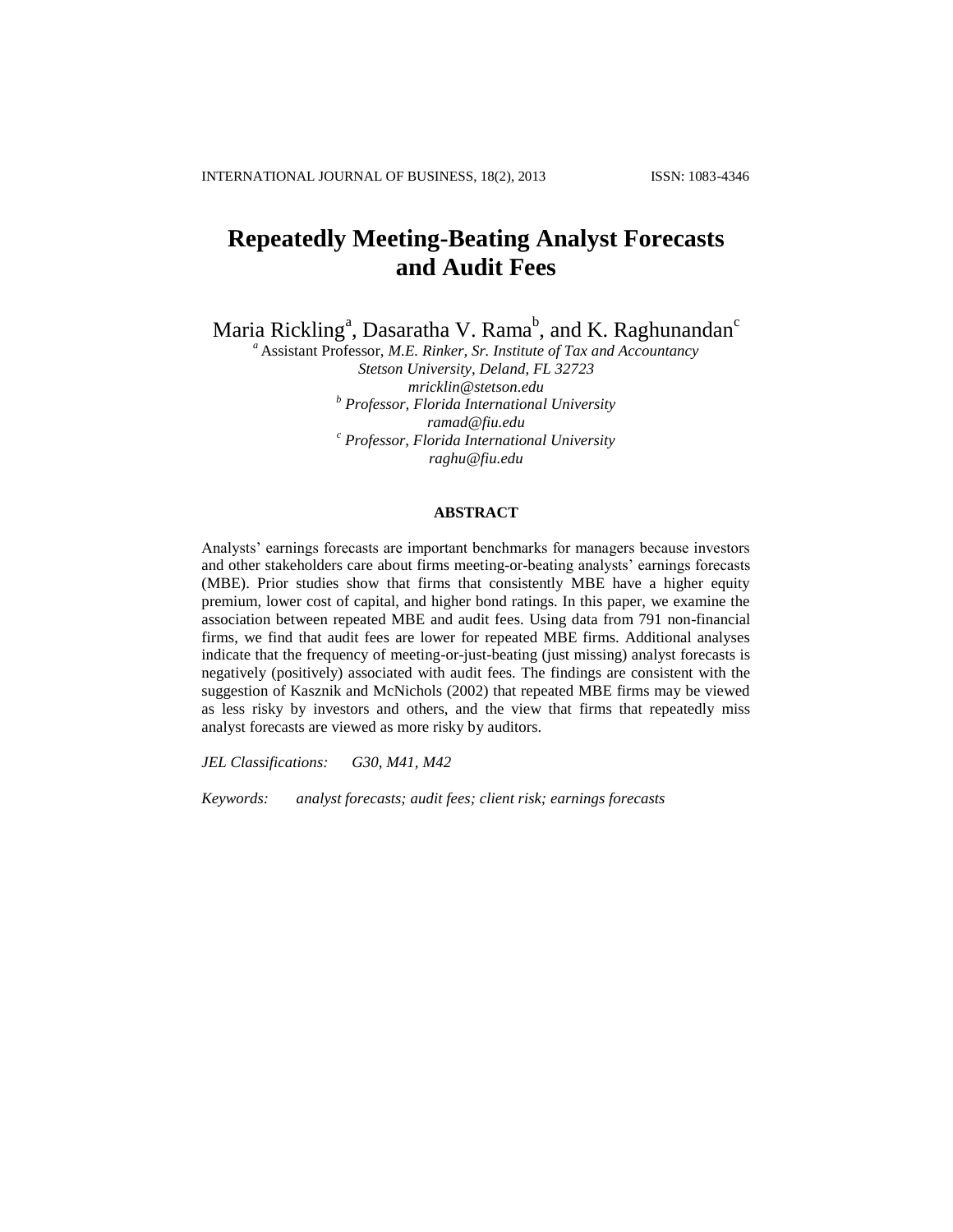# Repeatedly Meeting-Beating Analyst Forecasts and Audit Fees

Maria Rickling[a], Dasaratha V. Rama[b], and K. Raghunandan[c]

[a] Assistant Professor, *M.E. Rinker, Sr. Institute of Tax and Accountancy*
*Stetson University, Deland, FL 32723*
*mricklin@stetson.edu*
[b] *Professor, Florida International University*
*ramad@fiu.edu*
[c] *Professor, Florida International University*
*raghu@fiu.edu*

## ABSTRACT

Analysts' earnings forecasts are important benchmarks for managers because investors and other stakeholders care about firms meeting-or-beating analysts' earnings forecasts (MBE). Prior studies show that firms that consistently MBE have a higher equity premium, lower cost of capital, and higher bond ratings. In this paper, we examine the association between repeated MBE and audit fees. Using data from 791 non-financial firms, we find that audit fees are lower for repeated MBE firms. Additional analyses indicate that the frequency of meeting-or-just-beating (just missing) analyst forecasts is negatively (positively) associated with audit fees. The findings are consistent with the suggestion of Kasznik and McNichols (2002) that repeated MBE firms may be viewed as less risky by investors and others, and the view that firms that repeatedly miss analyst forecasts are viewed as more risky by auditors.

*JEL Classifications:* *G30, M41, M42*

*Keywords:* *analyst forecasts; audit fees; client risk; earnings forecasts*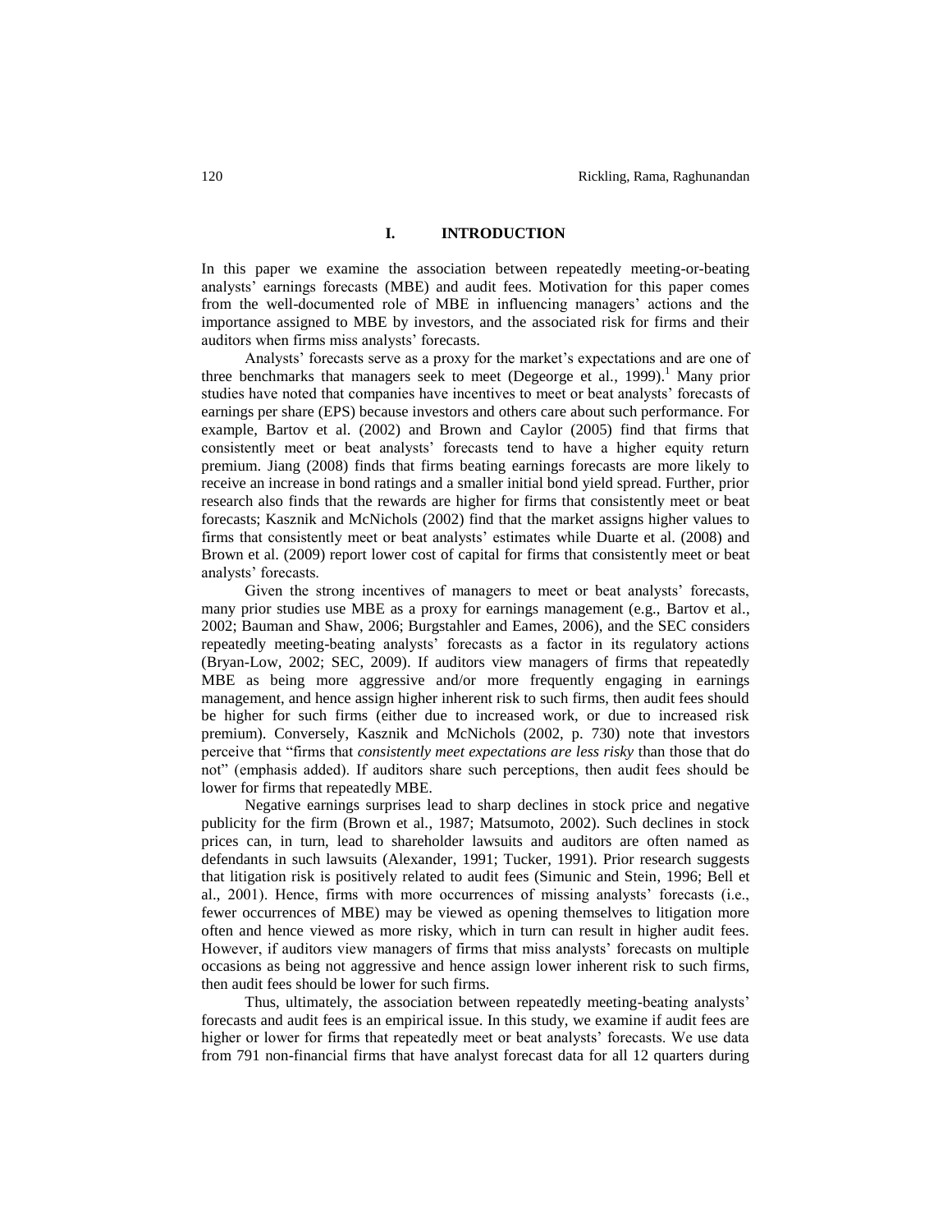## I. INTRODUCTION

In this paper we examine the association between repeatedly meeting-or-beating analysts' earnings forecasts (MBE) and audit fees. Motivation for this paper comes from the well-documented role of MBE in influencing managers' actions and the importance assigned to MBE by investors, and the associated risk for firms and their auditors when firms miss analysts' forecasts.

Analysts' forecasts serve as a proxy for the market's expectations and are one of three benchmarks that managers seek to meet (Degeorge et al., 1999).[1] Many prior studies have noted that companies have incentives to meet or beat analysts' forecasts of earnings per share (EPS) because investors and others care about such performance. For example, Bartov et al. (2002) and Brown and Caylor (2005) find that firms that consistently meet or beat analysts' forecasts tend to have a higher equity return premium. Jiang (2008) finds that firms beating earnings forecasts are more likely to receive an increase in bond ratings and a smaller initial bond yield spread. Further, prior research also finds that the rewards are higher for firms that consistently meet or beat forecasts; Kasznik and McNichols (2002) find that the market assigns higher values to firms that consistently meet or beat analysts' estimates while Duarte et al. (2008) and Brown et al. (2009) report lower cost of capital for firms that consistently meet or beat analysts' forecasts.

Given the strong incentives of managers to meet or beat analysts' forecasts, many prior studies use MBE as a proxy for earnings management (e.g., Bartov et al., 2002; Bauman and Shaw, 2006; Burgstahler and Eames, 2006), and the SEC considers repeatedly meeting-beating analysts' forecasts as a factor in its regulatory actions (Bryan-Low, 2002; SEC, 2009). If auditors view managers of firms that repeatedly MBE as being more aggressive and/or more frequently engaging in earnings management, and hence assign higher inherent risk to such firms, then audit fees should be higher for such firms (either due to increased work, or due to increased risk premium). Conversely, Kasznik and McNichols (2002, p. 730) note that investors perceive that "firms that *consistently meet expectations are less risky* than those that do not" (emphasis added). If auditors share such perceptions, then audit fees should be lower for firms that repeatedly MBE.

Negative earnings surprises lead to sharp declines in stock price and negative publicity for the firm (Brown et al., 1987; Matsumoto, 2002). Such declines in stock prices can, in turn, lead to shareholder lawsuits and auditors are often named as defendants in such lawsuits (Alexander, 1991; Tucker, 1991). Prior research suggests that litigation risk is positively related to audit fees (Simunic and Stein, 1996; Bell et al., 2001). Hence, firms with more occurrences of missing analysts' forecasts (i.e., fewer occurrences of MBE) may be viewed as opening themselves to litigation more often and hence viewed as more risky, which in turn can result in higher audit fees. However, if auditors view managers of firms that miss analysts' forecasts on multiple occasions as being not aggressive and hence assign lower inherent risk to such firms, then audit fees should be lower for such firms.

Thus, ultimately, the association between repeatedly meeting-beating analysts' forecasts and audit fees is an empirical issue. In this study, we examine if audit fees are higher or lower for firms that repeatedly meet or beat analysts' forecasts. We use data from 791 non-financial firms that have analyst forecast data for all 12 quarters during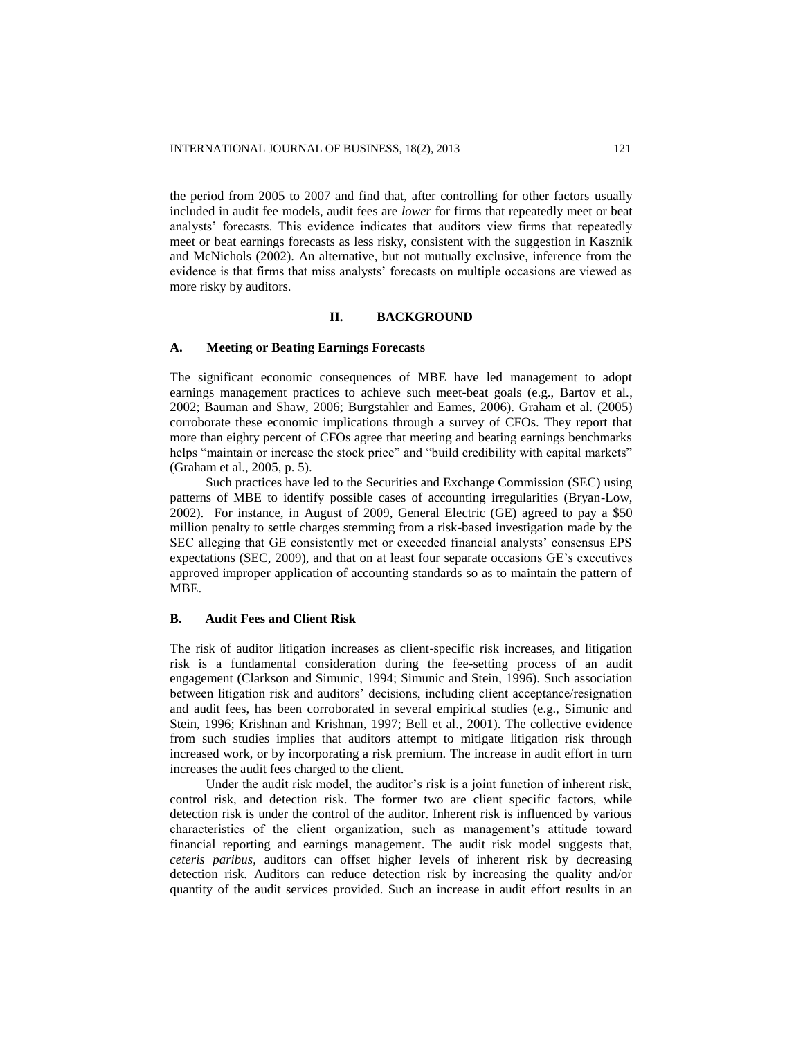the period from 2005 to 2007 and find that, after controlling for other factors usually included in audit fee models, audit fees are *lower* for firms that repeatedly meet or beat analysts' forecasts. This evidence indicates that auditors view firms that repeatedly meet or beat earnings forecasts as less risky, consistent with the suggestion in Kasznik and McNichols (2002). An alternative, but not mutually exclusive, inference from the evidence is that firms that miss analysts' forecasts on multiple occasions are viewed as more risky by auditors.

## II. BACKGROUND

### A. Meeting or Beating Earnings Forecasts

The significant economic consequences of MBE have led management to adopt earnings management practices to achieve such meet-beat goals (e.g., Bartov et al., 2002; Bauman and Shaw, 2006; Burgstahler and Eames, 2006). Graham et al. (2005) corroborate these economic implications through a survey of CFOs. They report that more than eighty percent of CFOs agree that meeting and beating earnings benchmarks helps "maintain or increase the stock price" and "build credibility with capital markets" (Graham et al., 2005, p. 5).

Such practices have led to the Securities and Exchange Commission (SEC) using patterns of MBE to identify possible cases of accounting irregularities (Bryan-Low, 2002). For instance, in August of 2009, General Electric (GE) agreed to pay a $50 million penalty to settle charges stemming from a risk-based investigation made by the SEC alleging that GE consistently met or exceeded financial analysts' consensus EPS expectations (SEC, 2009), and that on at least four separate occasions GE's executives approved improper application of accounting standards so as to maintain the pattern of MBE.

### B. Audit Fees and Client Risk

The risk of auditor litigation increases as client-specific risk increases, and litigation risk is a fundamental consideration during the fee-setting process of an audit engagement (Clarkson and Simunic, 1994; Simunic and Stein, 1996). Such association between litigation risk and auditors' decisions, including client acceptance/resignation and audit fees, has been corroborated in several empirical studies (e.g., Simunic and Stein, 1996; Krishnan and Krishnan, 1997; Bell et al., 2001). The collective evidence from such studies implies that auditors attempt to mitigate litigation risk through increased work, or by incorporating a risk premium. The increase in audit effort in turn increases the audit fees charged to the client.

Under the audit risk model, the auditor's risk is a joint function of inherent risk, control risk, and detection risk. The former two are client specific factors, while detection risk is under the control of the auditor. Inherent risk is influenced by various characteristics of the client organization, such as management's attitude toward financial reporting and earnings management. The audit risk model suggests that, *ceteris paribus*, auditors can offset higher levels of inherent risk by decreasing detection risk. Auditors can reduce detection risk by increasing the quality and/or quantity of the audit services provided. Such an increase in audit effort results in an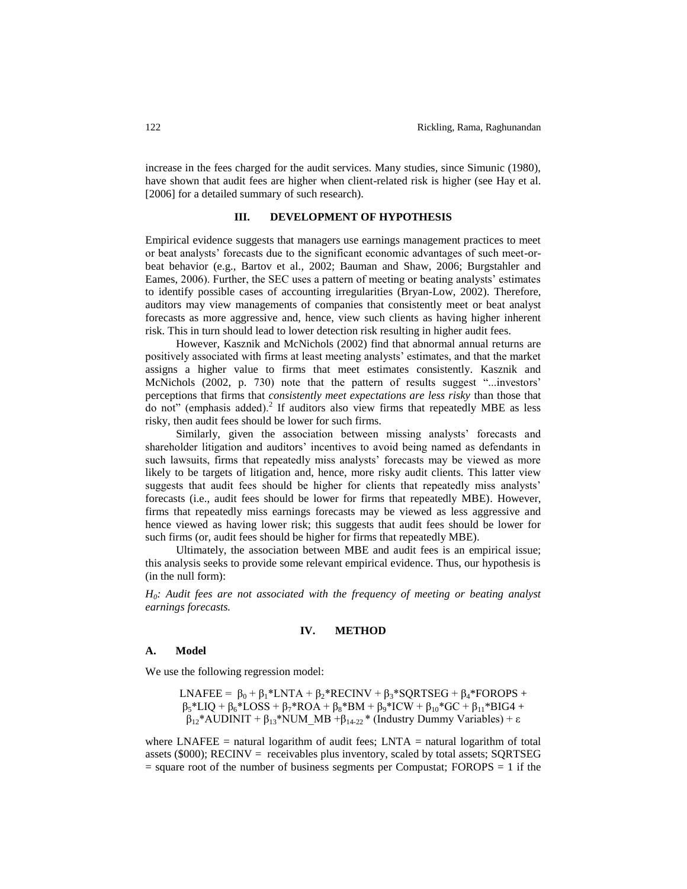increase in the fees charged for the audit services. Many studies, since Simunic (1980), have shown that audit fees are higher when client-related risk is higher (see Hay et al. [2006] for a detailed summary of such research).

## III. DEVELOPMENT OF HYPOTHESIS

Empirical evidence suggests that managers use earnings management practices to meet or beat analysts' forecasts due to the significant economic advantages of such meet-or-beat behavior (e.g., Bartov et al., 2002; Bauman and Shaw, 2006; Burgstahler and Eames, 2006). Further, the SEC uses a pattern of meeting or beating analysts' estimates to identify possible cases of accounting irregularities (Bryan-Low, 2002). Therefore, auditors may view managements of companies that consistently meet or beat analyst forecasts as more aggressive and, hence, view such clients as having higher inherent risk. This in turn should lead to lower detection risk resulting in higher audit fees.

However, Kasznik and McNichols (2002) find that abnormal annual returns are positively associated with firms at least meeting analysts' estimates, and that the market assigns a higher value to firms that meet estimates consistently. Kasznik and McNichols (2002, p. 730) note that the pattern of results suggest "...investors' perceptions that firms that *consistently meet expectations are less risky* than those that do not" (emphasis added).[2] If auditors also view firms that repeatedly MBE as less risky, then audit fees should be lower for such firms.

Similarly, given the association between missing analysts' forecasts and shareholder litigation and auditors' incentives to avoid being named as defendants in such lawsuits, firms that repeatedly miss analysts' forecasts may be viewed as more likely to be targets of litigation and, hence, more risky audit clients. This latter view suggests that audit fees should be higher for clients that repeatedly miss analysts' forecasts (i.e., audit fees should be lower for firms that repeatedly MBE). However, firms that repeatedly miss earnings forecasts may be viewed as less aggressive and hence viewed as having lower risk; this suggests that audit fees should be lower for such firms (or, audit fees should be higher for firms that repeatedly MBE).

Ultimately, the association between MBE and audit fees is an empirical issue; this analysis seeks to provide some relevant empirical evidence. Thus, our hypothesis is (in the null form):

*$H_0$: Audit fees are not associated with the frequency of meeting or beating analyst earnings forecasts.*

## IV. METHOD

### A. Model

We use the following regression model:

$$\text{LNAFEE} = \beta_0 + \beta_1\text{*LNTA} + \beta_2\text{*RECINV} + \beta_3\text{*SQRTSEG} + \beta_4\text{*FOROPS} + \beta_5\text{*LIQ} + \beta_6\text{*LOSS} + \beta_7\text{*ROA} + \beta_8\text{*BM} + \beta_9\text{*ICW} + \beta_{10}\text{*GC} + \beta_{11}\text{*BIG4} + \beta_{12}\text{*AUDINIT} + \beta_{13}\text{*NUM\_MB} + \beta_{14\text{-}22}\text{* (Industry Dummy Variables)} + \varepsilon$$

where LNAFEE = natural logarithm of audit fees; LNTA = natural logarithm of total assets ($000); RECINV = receivables plus inventory, scaled by total assets; SQRTSEG = square root of the number of business segments per Compustat; FOROPS = 1 if the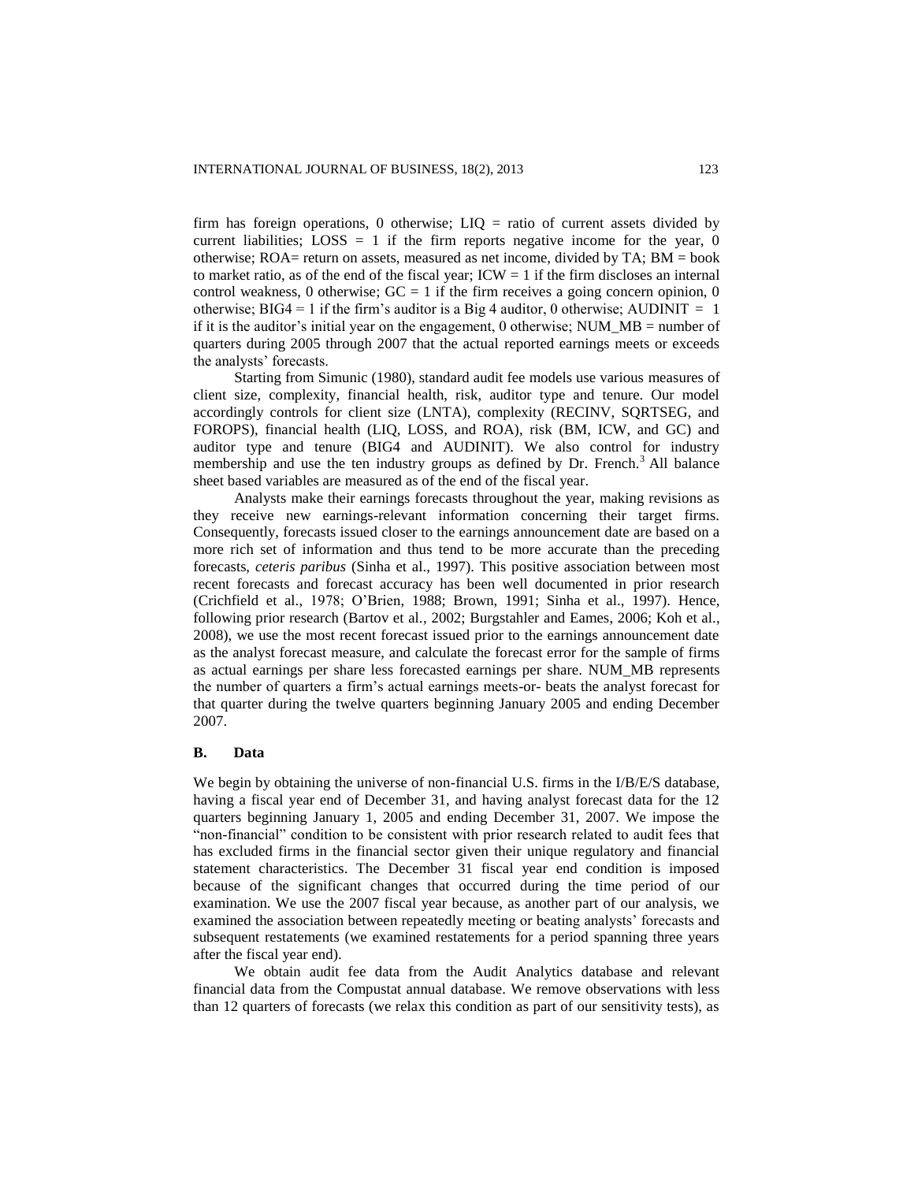firm has foreign operations, 0 otherwise; LIQ = ratio of current assets divided by current liabilities; LOSS = 1 if the firm reports negative income for the year, 0 otherwise; ROA= return on assets, measured as net income, divided by TA; BM = book to market ratio, as of the end of the fiscal year; ICW = 1 if the firm discloses an internal control weakness, 0 otherwise; GC = 1 if the firm receives a going concern opinion, 0 otherwise; BIG4 = 1 if the firm's auditor is a Big 4 auditor, 0 otherwise; AUDINIT = 1 if it is the auditor's initial year on the engagement, 0 otherwise; NUM_MB = number of quarters during 2005 through 2007 that the actual reported earnings meets or exceeds the analysts' forecasts.

Starting from Simunic (1980), standard audit fee models use various measures of client size, complexity, financial health, risk, auditor type and tenure. Our model accordingly controls for client size (LNTA), complexity (RECINV, SQRTSEG, and FOROPS), financial health (LIQ, LOSS, and ROA), risk (BM, ICW, and GC) and auditor type and tenure (BIG4 and AUDINIT). We also control for industry membership and use the ten industry groups as defined by Dr. French.[3] All balance sheet based variables are measured as of the end of the fiscal year.

Analysts make their earnings forecasts throughout the year, making revisions as they receive new earnings-relevant information concerning their target firms. Consequently, forecasts issued closer to the earnings announcement date are based on a more rich set of information and thus tend to be more accurate than the preceding forecasts, *ceteris paribus* (Sinha et al., 1997). This positive association between most recent forecasts and forecast accuracy has been well documented in prior research (Crichfield et al., 1978; O'Brien, 1988; Brown, 1991; Sinha et al., 1997). Hence, following prior research (Bartov et al., 2002; Burgstahler and Eames, 2006; Koh et al., 2008), we use the most recent forecast issued prior to the earnings announcement date as the analyst forecast measure, and calculate the forecast error for the sample of firms as actual earnings per share less forecasted earnings per share. NUM_MB represents the number of quarters a firm's actual earnings meets-or- beats the analyst forecast for that quarter during the twelve quarters beginning January 2005 and ending December 2007.

### B. Data

We begin by obtaining the universe of non-financial U.S. firms in the I/B/E/S database, having a fiscal year end of December 31, and having analyst forecast data for the 12 quarters beginning January 1, 2005 and ending December 31, 2007. We impose the "non-financial" condition to be consistent with prior research related to audit fees that has excluded firms in the financial sector given their unique regulatory and financial statement characteristics. The December 31 fiscal year end condition is imposed because of the significant changes that occurred during the time period of our examination. We use the 2007 fiscal year because, as another part of our analysis, we examined the association between repeatedly meeting or beating analysts' forecasts and subsequent restatements (we examined restatements for a period spanning three years after the fiscal year end).

We obtain audit fee data from the Audit Analytics database and relevant financial data from the Compustat annual database. We remove observations with less than 12 quarters of forecasts (we relax this condition as part of our sensitivity tests), as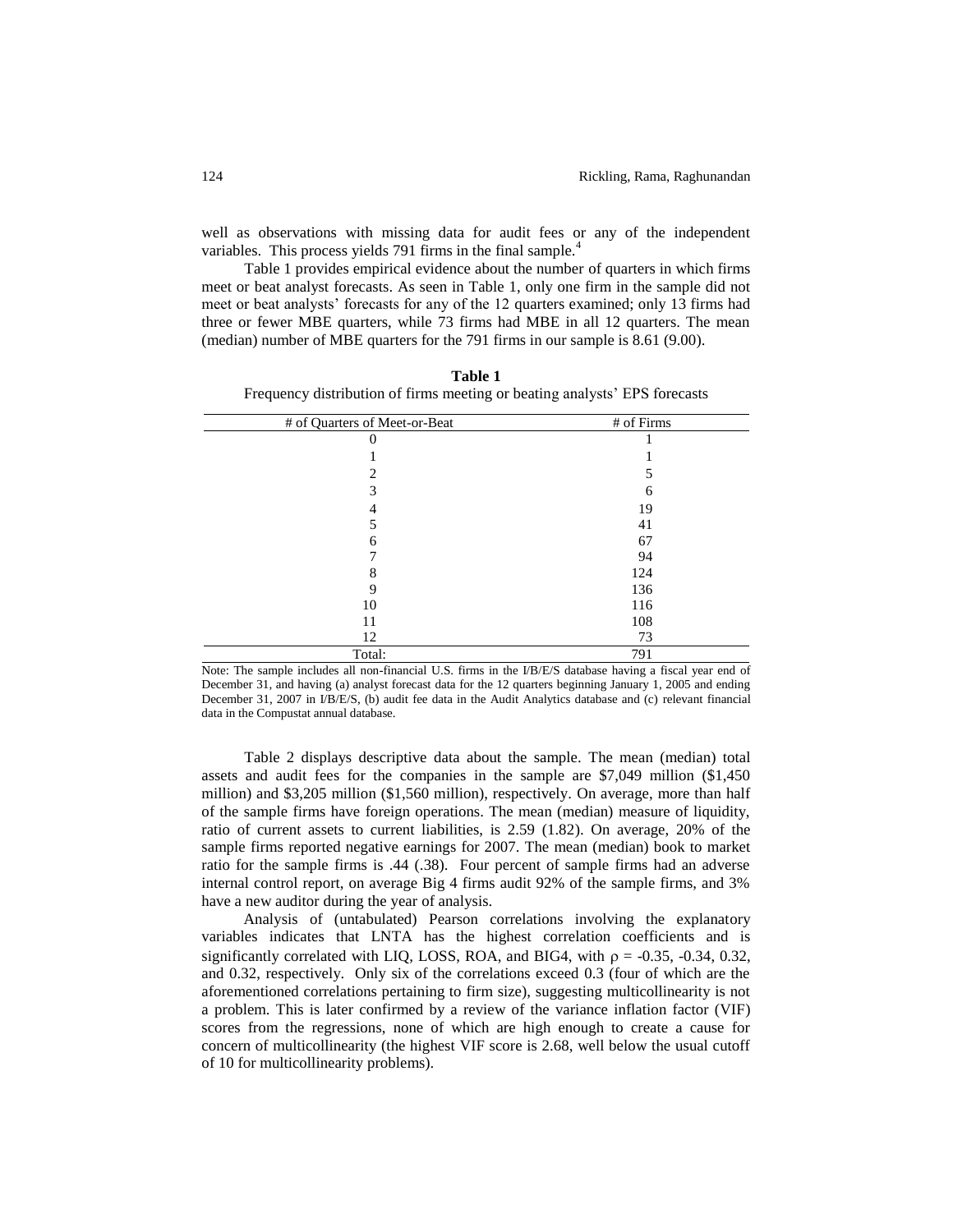well as observations with missing data for audit fees or any of the independent variables. This process yields 791 firms in the final sample.[4]

Table 1 provides empirical evidence about the number of quarters in which firms meet or beat analyst forecasts. As seen in Table 1, only one firm in the sample did not meet or beat analysts' forecasts for any of the 12 quarters examined; only 13 firms had three or fewer MBE quarters, while 73 firms had MBE in all 12 quarters. The mean (median) number of MBE quarters for the 791 firms in our sample is 8.61 (9.00).

**Table 1**
Frequency distribution of firms meeting or beating analysts' EPS forecasts

| # of Quarters of Meet-or-Beat | # of Firms |
|---|---|
| 0 | 1 |
| 1 | 1 |
| 2 | 5 |
| 3 | 6 |
| 4 | 19 |
| 5 | 41 |
| 6 | 67 |
| 7 | 94 |
| 8 | 124 |
| 9 | 136 |
| 10 | 116 |
| 11 | 108 |
| 12 | 73 |
| Total: | 791 |

Note: The sample includes all non-financial U.S. firms in the I/B/E/S database having a fiscal year end of December 31, and having (a) analyst forecast data for the 12 quarters beginning January 1, 2005 and ending December 31, 2007 in I/B/E/S, (b) audit fee data in the Audit Analytics database and (c) relevant financial data in the Compustat annual database.

Table 2 displays descriptive data about the sample. The mean (median) total assets and audit fees for the companies in the sample are $7,049 million ($1,450 million) and $3,205 million ($1,560 million), respectively. On average, more than half of the sample firms have foreign operations. The mean (median) measure of liquidity, ratio of current assets to current liabilities, is 2.59 (1.82). On average, 20% of the sample firms reported negative earnings for 2007. The mean (median) book to market ratio for the sample firms is .44 (.38). Four percent of sample firms had an adverse internal control report, on average Big 4 firms audit 92% of the sample firms, and 3% have a new auditor during the year of analysis.

Analysis of (untabulated) Pearson correlations involving the explanatory variables indicates that LNTA has the highest correlation coefficients and is significantly correlated with LIQ, LOSS, ROA, and BIG4, with $\rho$ = -0.35, -0.34, 0.32, and 0.32, respectively. Only six of the correlations exceed 0.3 (four of which are the aforementioned correlations pertaining to firm size), suggesting multicollinearity is not a problem. This is later confirmed by a review of the variance inflation factor (VIF) scores from the regressions, none of which are high enough to create a cause for concern of multicollinearity (the highest VIF score is 2.68, well below the usual cutoff of 10 for multicollinearity problems).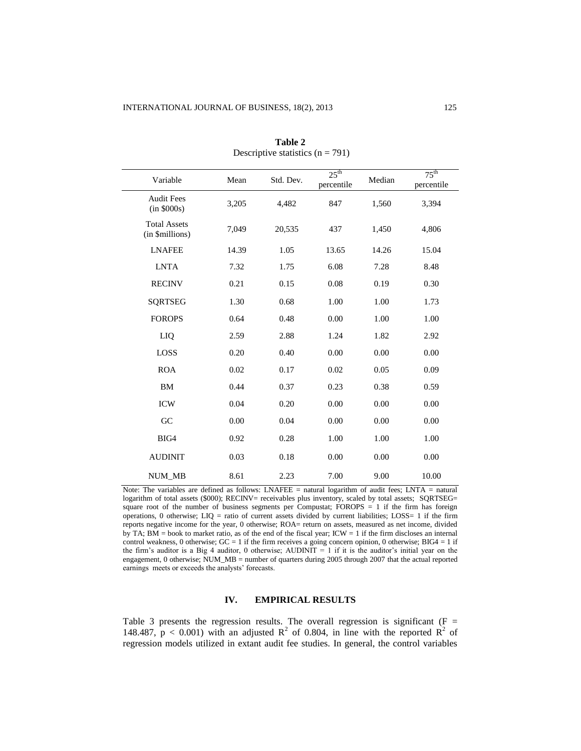**Table 2**
Descriptive statistics (n = 791)

| Variable | Mean | Std. Dev. | $25^{th}$ percentile | Median | $75^{th}$ percentile |
|---|---|---|---|---|---|
| Audit Fees (in $000s) | 3,205 | 4,482 | 847 | 1,560 | 3,394 |
| Total Assets (in $millions) | 7,049 | 20,535 | 437 | 1,450 | 4,806 |
| LNAFEE | 14.39 | 1.05 | 13.65 | 14.26 | 15.04 |
| LNTA | 7.32 | 1.75 | 6.08 | 7.28 | 8.48 |
| RECINV | 0.21 | 0.15 | 0.08 | 0.19 | 0.30 |
| SQRTSEG | 1.30 | 0.68 | 1.00 | 1.00 | 1.73 |
| FOROPS | 0.64 | 0.48 | 0.00 | 1.00 | 1.00 |
| LIQ | 2.59 | 2.88 | 1.24 | 1.82 | 2.92 |
| LOSS | 0.20 | 0.40 | 0.00 | 0.00 | 0.00 |
| ROA | 0.02 | 0.17 | 0.02 | 0.05 | 0.09 |
| BM | 0.44 | 0.37 | 0.23 | 0.38 | 0.59 |
| ICW | 0.04 | 0.20 | 0.00 | 0.00 | 0.00 |
| GC | 0.00 | 0.04 | 0.00 | 0.00 | 0.00 |
| BIG4 | 0.92 | 0.28 | 1.00 | 1.00 | 1.00 |
| AUDINIT | 0.03 | 0.18 | 0.00 | 0.00 | 0.00 |
| NUM_MB | 8.61 | 2.23 | 7.00 | 9.00 | 10.00 |

Note: The variables are defined as follows: LNAFEE = natural logarithm of audit fees; LNTA = natural logarithm of total assets ($000); RECINV= receivables plus inventory, scaled by total assets; SQRTSEG= square root of the number of business segments per Compustat; FOROPS = 1 if the firm has foreign operations, 0 otherwise; LIQ = ratio of current assets divided by current liabilities; LOSS= 1 if the firm reports negative income for the year, 0 otherwise; ROA= return on assets, measured as net income, divided by TA; BM = book to market ratio, as of the end of the fiscal year; ICW = 1 if the firm discloses an internal control weakness, 0 otherwise; GC = 1 if the firm receives a going concern opinion, 0 otherwise; BIG4 = 1 if the firm's auditor is a Big 4 auditor, 0 otherwise; AUDINIT = 1 if it is the auditor's initial year on the engagement, 0 otherwise; NUM_MB = number of quarters during 2005 through 2007 that the actual reported earnings meets or exceeds the analysts' forecasts.

## IV. EMPIRICAL RESULTS

Table 3 presents the regression results. The overall regression is significant ($F = 148.487$, $p < 0.001$) with an adjusted $R^2$ of 0.804, in line with the reported $R^2$ of regression models utilized in extant audit fee studies. In general, the control variables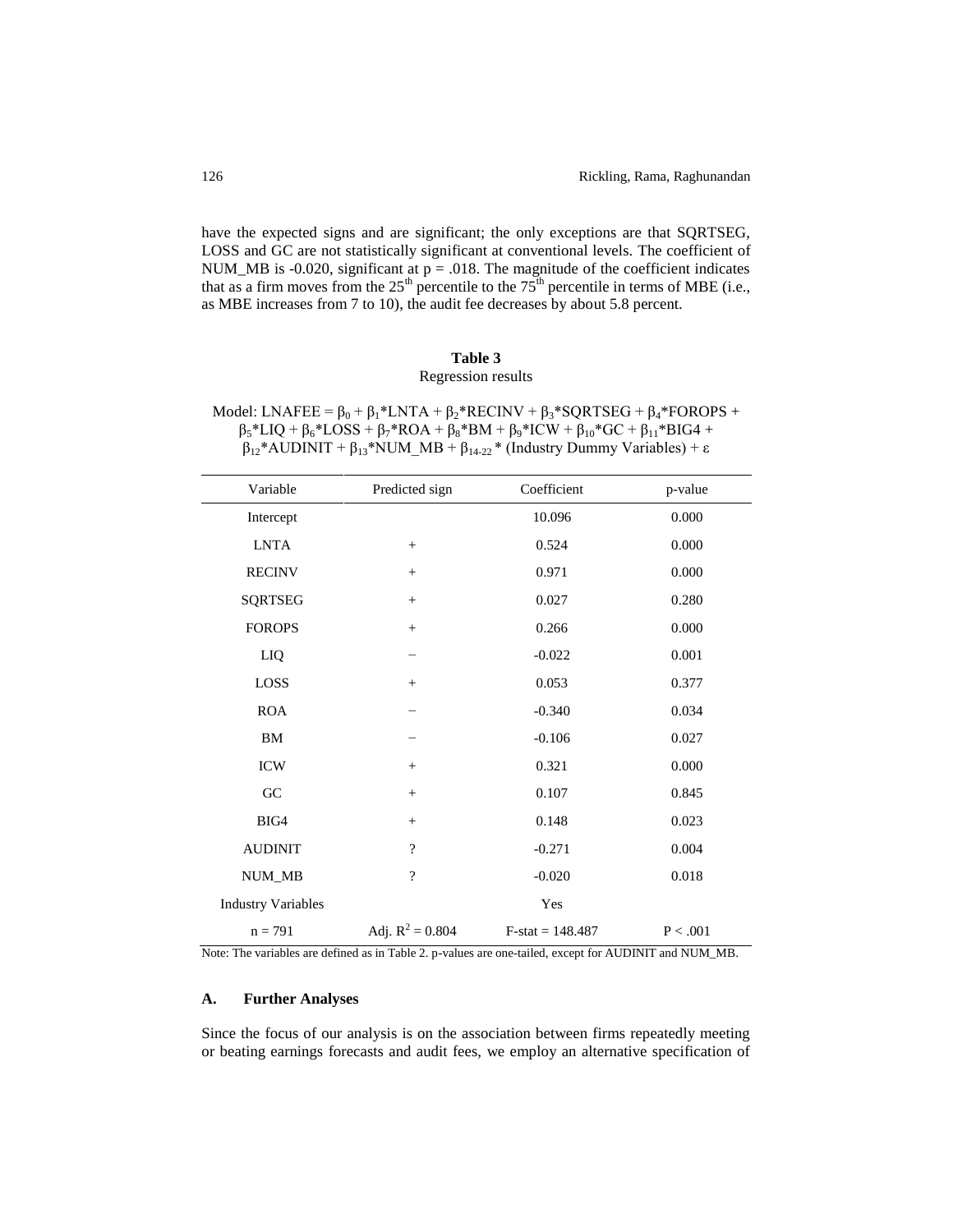have the expected signs and are significant; the only exceptions are that SQRTSEG, LOSS and GC are not statistically significant at conventional levels. The coefficient of NUM_MB is -0.020, significant at $p = .018$. The magnitude of the coefficient indicates that as a firm moves from the $25^{th}$ percentile to the $75^{th}$ percentile in terms of MBE (i.e., as MBE increases from 7 to 10), the audit fee decreases by about 5.8 percent.

**Table 3**

Regression results

Model: $LNAFEE = \beta_0 + \beta_1*LNTA + \beta_2*RECINV + \beta_3*SQRTSEG + \beta_4*FOROPS + \beta_5*LIQ + \beta_6*LOSS + \beta_7*ROA + \beta_8*BM + \beta_9*ICW + \beta_{10}*GC + \beta_{11}*BIG4 + \beta_{12}*AUDINIT + \beta_{13}*NUM\_MB + \beta_{14\text{-}22}*$ (Industry Dummy Variables) $+ \varepsilon$

| Variable | Predicted sign | Coefficient | p-value |
|---|---|---|---|
| Intercept | | 10.096 | 0.000 |
| LNTA | + | 0.524 | 0.000 |
| RECINV | + | 0.971 | 0.000 |
| SQRTSEG | + | 0.027 | 0.280 |
| FOROPS | + | 0.266 | 0.000 |
| LIQ | − | -0.022 | 0.001 |
| LOSS | + | 0.053 | 0.377 |
| ROA | − | -0.340 | 0.034 |
| BM | − | -0.106 | 0.027 |
| ICW | + | 0.321 | 0.000 |
| GC | + | 0.107 | 0.845 |
| BIG4 | + | 0.148 | 0.023 |
| AUDINIT | ? | -0.271 | 0.004 |
| NUM_MB | ? | -0.020 | 0.018 |
| Industry Variables | | Yes | |
| n = 791 | Adj. $R^2 = 0.804$ | F-stat = 148.487 | $P < .001$ |

Note: The variables are defined as in Table 2. p-values are one-tailed, except for AUDINIT and NUM_MB.

### A. Further Analyses

Since the focus of our analysis is on the association between firms repeatedly meeting or beating earnings forecasts and audit fees, we employ an alternative specification of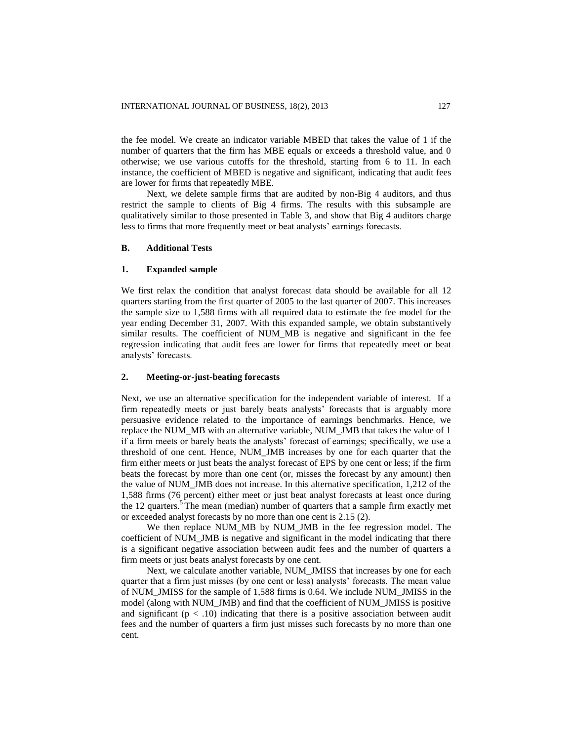the fee model. We create an indicator variable MBED that takes the value of 1 if the number of quarters that the firm has MBE equals or exceeds a threshold value, and 0 otherwise; we use various cutoffs for the threshold, starting from 6 to 11. In each instance, the coefficient of MBED is negative and significant, indicating that audit fees are lower for firms that repeatedly MBE.

Next, we delete sample firms that are audited by non-Big 4 auditors, and thus restrict the sample to clients of Big 4 firms. The results with this subsample are qualitatively similar to those presented in Table 3, and show that Big 4 auditors charge less to firms that more frequently meet or beat analysts' earnings forecasts.

## B. Additional Tests

### 1. Expanded sample

We first relax the condition that analyst forecast data should be available for all 12 quarters starting from the first quarter of 2005 to the last quarter of 2007. This increases the sample size to 1,588 firms with all required data to estimate the fee model for the year ending December 31, 2007. With this expanded sample, we obtain substantively similar results. The coefficient of NUM_MB is negative and significant in the fee regression indicating that audit fees are lower for firms that repeatedly meet or beat analysts' forecasts.

### 2. Meeting-or-just-beating forecasts

Next, we use an alternative specification for the independent variable of interest. If a firm repeatedly meets or just barely beats analysts' forecasts that is arguably more persuasive evidence related to the importance of earnings benchmarks. Hence, we replace the NUM_MB with an alternative variable, NUM_JMB that takes the value of 1 if a firm meets or barely beats the analysts' forecast of earnings; specifically, we use a threshold of one cent. Hence, NUM_JMB increases by one for each quarter that the firm either meets or just beats the analyst forecast of EPS by one cent or less; if the firm beats the forecast by more than one cent (or, misses the forecast by any amount) then the value of NUM_JMB does not increase. In this alternative specification, 1,212 of the 1,588 firms (76 percent) either meet or just beat analyst forecasts at least once during the 12 quarters.[5] The mean (median) number of quarters that a sample firm exactly met or exceeded analyst forecasts by no more than one cent is 2.15 (2).

We then replace NUM_MB by NUM_JMB in the fee regression model. The coefficient of NUM_JMB is negative and significant in the model indicating that there is a significant negative association between audit fees and the number of quarters a firm meets or just beats analyst forecasts by one cent.

Next, we calculate another variable, NUM_JMISS that increases by one for each quarter that a firm just misses (by one cent or less) analysts' forecasts. The mean value of NUM_JMISS for the sample of 1,588 firms is 0.64. We include NUM_JMISS in the model (along with NUM_JMB) and find that the coefficient of NUM_JMISS is positive and significant ($p < .10$) indicating that there is a positive association between audit fees and the number of quarters a firm just misses such forecasts by no more than one cent.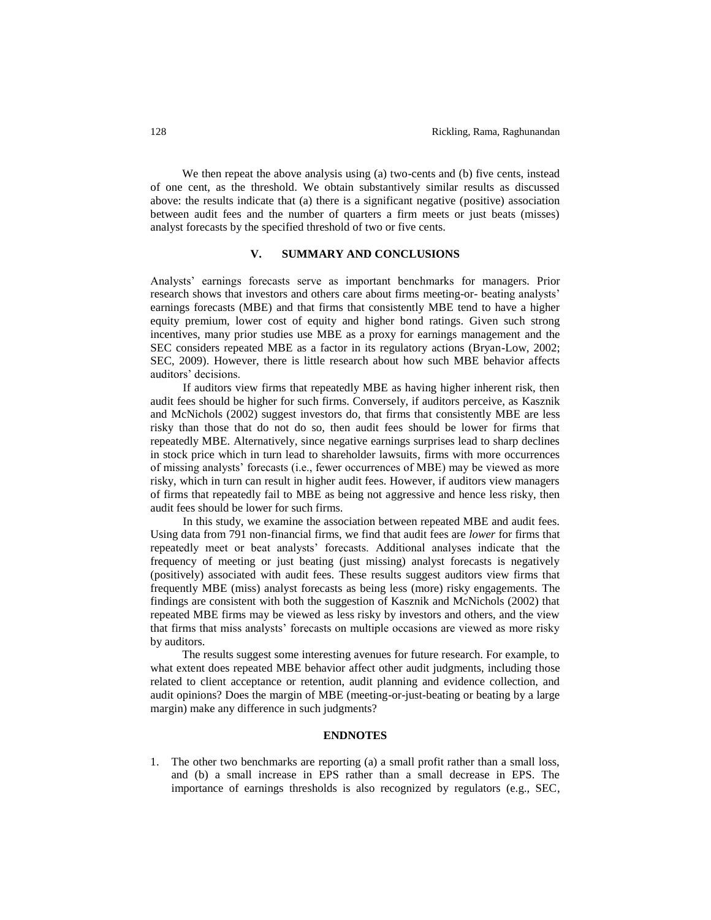We then repeat the above analysis using (a) two-cents and (b) five cents, instead of one cent, as the threshold. We obtain substantively similar results as discussed above: the results indicate that (a) there is a significant negative (positive) association between audit fees and the number of quarters a firm meets or just beats (misses) analyst forecasts by the specified threshold of two or five cents.

## V. SUMMARY AND CONCLUSIONS

Analysts' earnings forecasts serve as important benchmarks for managers. Prior research shows that investors and others care about firms meeting-or- beating analysts' earnings forecasts (MBE) and that firms that consistently MBE tend to have a higher equity premium, lower cost of equity and higher bond ratings. Given such strong incentives, many prior studies use MBE as a proxy for earnings management and the SEC considers repeated MBE as a factor in its regulatory actions (Bryan-Low, 2002; SEC, 2009). However, there is little research about how such MBE behavior affects auditors' decisions.

If auditors view firms that repeatedly MBE as having higher inherent risk, then audit fees should be higher for such firms. Conversely, if auditors perceive, as Kasznik and McNichols (2002) suggest investors do, that firms that consistently MBE are less risky than those that do not do so, then audit fees should be lower for firms that repeatedly MBE. Alternatively, since negative earnings surprises lead to sharp declines in stock price which in turn lead to shareholder lawsuits, firms with more occurrences of missing analysts' forecasts (i.e., fewer occurrences of MBE) may be viewed as more risky, which in turn can result in higher audit fees. However, if auditors view managers of firms that repeatedly fail to MBE as being not aggressive and hence less risky, then audit fees should be lower for such firms.

In this study, we examine the association between repeated MBE and audit fees. Using data from 791 non-financial firms, we find that audit fees are *lower* for firms that repeatedly meet or beat analysts' forecasts. Additional analyses indicate that the frequency of meeting or just beating (just missing) analyst forecasts is negatively (positively) associated with audit fees. These results suggest auditors view firms that frequently MBE (miss) analyst forecasts as being less (more) risky engagements. The findings are consistent with both the suggestion of Kasznik and McNichols (2002) that repeated MBE firms may be viewed as less risky by investors and others, and the view that firms that miss analysts' forecasts on multiple occasions are viewed as more risky by auditors.

The results suggest some interesting avenues for future research. For example, to what extent does repeated MBE behavior affect other audit judgments, including those related to client acceptance or retention, audit planning and evidence collection, and audit opinions? Does the margin of MBE (meeting-or-just-beating or beating by a large margin) make any difference in such judgments?

## ENDNOTES

1. The other two benchmarks are reporting (a) a small profit rather than a small loss, and (b) a small increase in EPS rather than a small decrease in EPS. The importance of earnings thresholds is also recognized by regulators (e.g., SEC,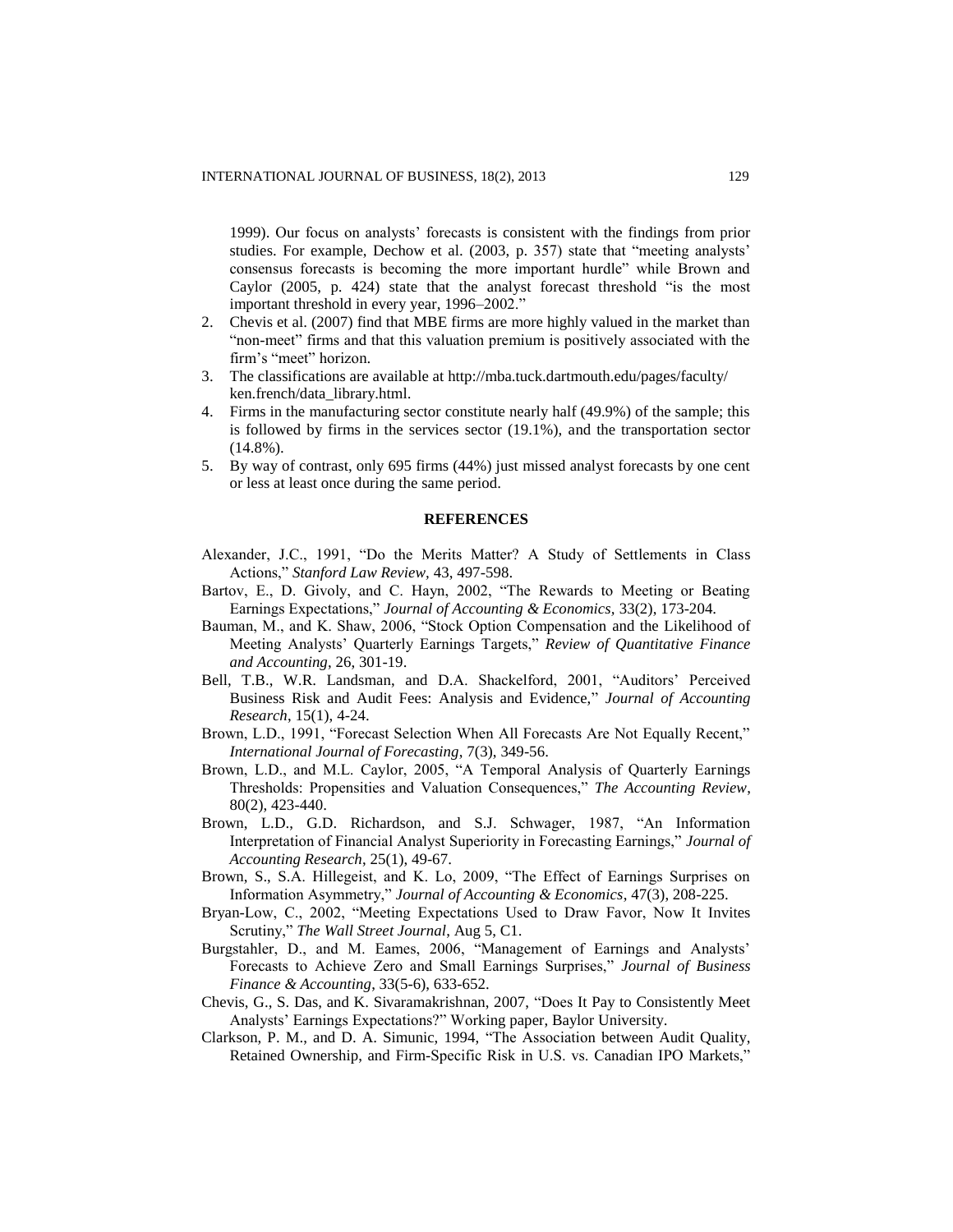1999). Our focus on analysts' forecasts is consistent with the findings from prior studies. For example, Dechow et al. (2003, p. 357) state that "meeting analysts' consensus forecasts is becoming the more important hurdle" while Brown and Caylor (2005, p. 424) state that the analyst forecast threshold "is the most important threshold in every year, 1996–2002."

2. Chevis et al. (2007) find that MBE firms are more highly valued in the market than "non-meet" firms and that this valuation premium is positively associated with the firm's "meet" horizon.
3. The classifications are available at http://mba.tuck.dartmouth.edu/pages/faculty/ken.french/data_library.html.
4. Firms in the manufacturing sector constitute nearly half (49.9%) of the sample; this is followed by firms in the services sector (19.1%), and the transportation sector (14.8%).
5. By way of contrast, only 695 firms (44%) just missed analyst forecasts by one cent or less at least once during the same period.

## REFERENCES

Alexander, J.C., 1991, "Do the Merits Matter? A Study of Settlements in Class Actions," *Stanford Law Review*, 43, 497-598.

Bartov, E., D. Givoly, and C. Hayn, 2002, "The Rewards to Meeting or Beating Earnings Expectations," *Journal of Accounting & Economics*, 33(2), 173-204.

Bauman, M., and K. Shaw, 2006, "Stock Option Compensation and the Likelihood of Meeting Analysts' Quarterly Earnings Targets," *Review of Quantitative Finance and Accounting*, 26, 301-19.

Bell, T.B., W.R. Landsman, and D.A. Shackelford, 2001, "Auditors' Perceived Business Risk and Audit Fees: Analysis and Evidence," *Journal of Accounting Research*, 15(1), 4-24.

Brown, L.D., 1991, "Forecast Selection When All Forecasts Are Not Equally Recent," *International Journal of Forecasting*, 7(3), 349-56.

Brown, L.D., and M.L. Caylor, 2005, "A Temporal Analysis of Quarterly Earnings Thresholds: Propensities and Valuation Consequences," *The Accounting Review*, 80(2), 423-440.

Brown, L.D., G.D. Richardson, and S.J. Schwager, 1987, "An Information Interpretation of Financial Analyst Superiority in Forecasting Earnings," *Journal of Accounting Research*, 25(1), 49-67.

Brown, S., S.A. Hillegeist, and K. Lo, 2009, "The Effect of Earnings Surprises on Information Asymmetry," *Journal of Accounting & Economics*, 47(3), 208-225.

Bryan-Low, C., 2002, "Meeting Expectations Used to Draw Favor, Now It Invites Scrutiny," *The Wall Street Journal*, Aug 5, C1.

Burgstahler, D., and M. Eames, 2006, "Management of Earnings and Analysts' Forecasts to Achieve Zero and Small Earnings Surprises," *Journal of Business Finance & Accounting*, 33(5-6), 633-652.

Chevis, G., S. Das, and K. Sivaramakrishnan, 2007, "Does It Pay to Consistently Meet Analysts' Earnings Expectations?" Working paper, Baylor University.

Clarkson, P. M., and D. A. Simunic, 1994, "The Association between Audit Quality, Retained Ownership, and Firm-Specific Risk in U.S. vs. Canadian IPO Markets,"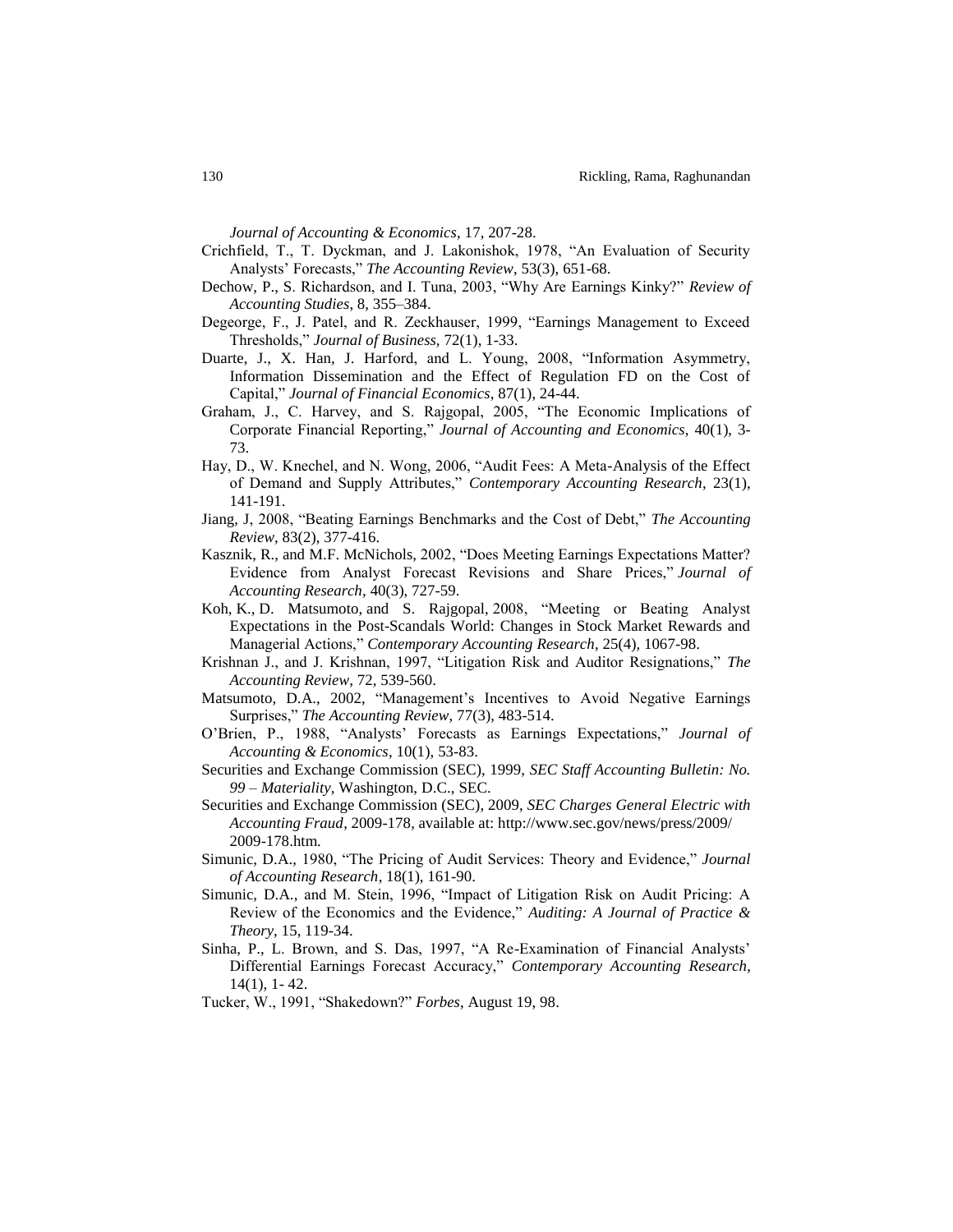*Journal of Accounting & Economics*, 17, 207-28.

Crichfield, T., T. Dyckman, and J. Lakonishok, 1978, "An Evaluation of Security Analysts' Forecasts," *The Accounting Review*, 53(3), 651-68.

Dechow, P., S. Richardson, and I. Tuna, 2003, "Why Are Earnings Kinky?" *Review of Accounting Studies*, 8, 355–384.

Degeorge, F., J. Patel, and R. Zeckhauser, 1999, "Earnings Management to Exceed Thresholds," *Journal of Business*, 72(1), 1-33.

Duarte, J., X. Han, J. Harford, and L. Young, 2008, "Information Asymmetry, Information Dissemination and the Effect of Regulation FD on the Cost of Capital," *Journal of Financial Economics*, 87(1), 24-44.

Graham, J., C. Harvey, and S. Rajgopal, 2005, "The Economic Implications of Corporate Financial Reporting," *Journal of Accounting and Economics*, 40(1), 3-73.

Hay, D., W. Knechel, and N. Wong, 2006, "Audit Fees: A Meta-Analysis of the Effect of Demand and Supply Attributes," *Contemporary Accounting Research*, 23(1), 141-191.

Jiang, J, 2008, "Beating Earnings Benchmarks and the Cost of Debt," *The Accounting Review*, 83(2), 377-416.

Kasznik, R., and M.F. McNichols, 2002, "Does Meeting Earnings Expectations Matter? Evidence from Analyst Forecast Revisions and Share Prices," *Journal of Accounting Research*, 40(3), 727-59.

Koh, K., D. Matsumoto, and S. Rajgopal, 2008, "Meeting or Beating Analyst Expectations in the Post-Scandals World: Changes in Stock Market Rewards and Managerial Actions," *Contemporary Accounting Research*, 25(4), 1067-98.

Krishnan J., and J. Krishnan, 1997, "Litigation Risk and Auditor Resignations," *The Accounting Review*, 72, 539-560.

Matsumoto, D.A., 2002, "Management's Incentives to Avoid Negative Earnings Surprises," *The Accounting Review*, 77(3), 483-514.

O'Brien, P., 1988, "Analysts' Forecasts as Earnings Expectations," *Journal of Accounting & Economics*, 10(1), 53-83.

Securities and Exchange Commission (SEC), 1999, *SEC Staff Accounting Bulletin: No. 99 – Materiality*, Washington, D.C., SEC.

Securities and Exchange Commission (SEC), 2009, *SEC Charges General Electric with Accounting Fraud*, 2009-178, available at: http://www.sec.gov/news/press/2009/2009-178.htm.

Simunic, D.A., 1980, "The Pricing of Audit Services: Theory and Evidence," *Journal of Accounting Research*, 18(1), 161-90.

Simunic, D.A., and M. Stein, 1996, "Impact of Litigation Risk on Audit Pricing: A Review of the Economics and the Evidence," *Auditing: A Journal of Practice & Theory*, 15, 119-34.

Sinha, P., L. Brown, and S. Das, 1997, "A Re-Examination of Financial Analysts' Differential Earnings Forecast Accuracy," *Contemporary Accounting Research*, 14(1), 1- 42.

Tucker, W., 1991, "Shakedown?" *Forbes*, August 19, 98.